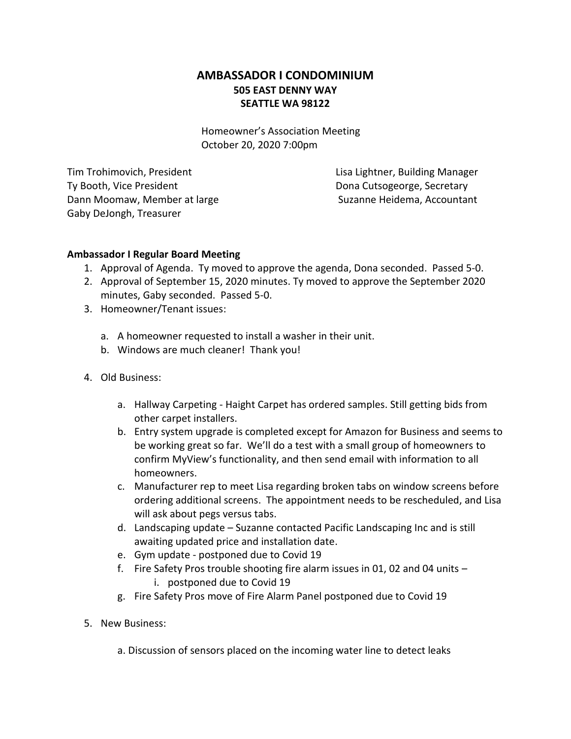# AMBASSADOR I CONDOMINIUM
## 505 EAST DENNY WAY
## SEATTLE WA 98122

Homeowner's Association Meeting
October 20, 2020 7:00pm

Tim Trohimovich, President
Ty Booth, Vice President
Dann Moomaw, Member at large
Gaby DeJongh, Treasurer

Lisa Lightner, Building Manager
Dona Cutsogeorge, Secretary
Suzanne Heidema, Accountant

**Ambassador I Regular Board Meeting**

1. Approval of Agenda. Ty moved to approve the agenda, Dona seconded. Passed 5-0.
2. Approval of September 15, 2020 minutes. Ty moved to approve the September 2020 minutes, Gaby seconded. Passed 5-0.
3. Homeowner/Tenant issues:

   a. A homeowner requested to install a washer in their unit.
   b. Windows are much cleaner! Thank you!

4. Old Business:

   a. Hallway Carpeting - Haight Carpet has ordered samples. Still getting bids from other carpet installers.
   b. Entry system upgrade is completed except for Amazon for Business and seems to be working great so far. We'll do a test with a small group of homeowners to confirm MyView's functionality, and then send email with information to all homeowners.
   c. Manufacturer rep to meet Lisa regarding broken tabs on window screens before ordering additional screens. The appointment needs to be rescheduled, and Lisa will ask about pegs versus tabs.
   d. Landscaping update – Suzanne contacted Pacific Landscaping Inc and is still awaiting updated price and installation date.
   e. Gym update - postponed due to Covid 19
   f. Fire Safety Pros trouble shooting fire alarm issues in 01, 02 and 04 units –
      i. postponed due to Covid 19
   g. Fire Safety Pros move of Fire Alarm Panel postponed due to Covid 19

5. New Business:

   a. Discussion of sensors placed on the incoming water line to detect leaks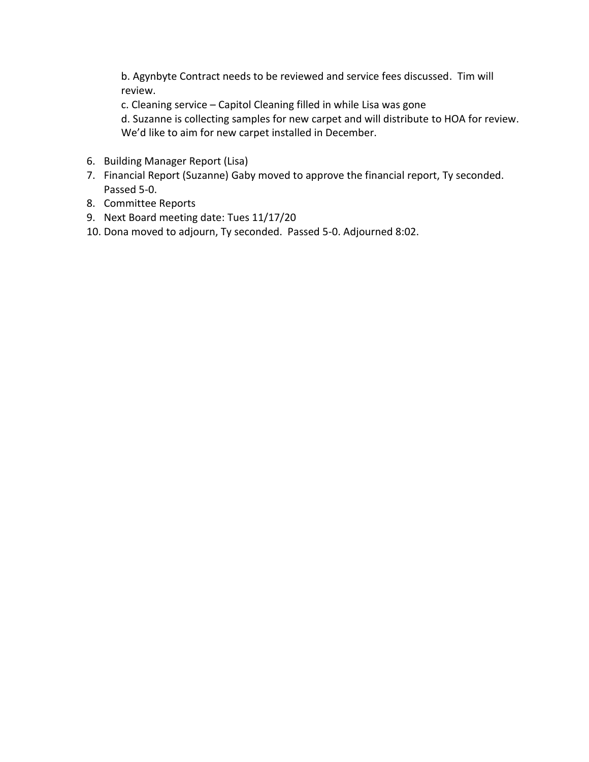b. Agynbyte Contract needs to be reviewed and service fees discussed. Tim will review.

c. Cleaning service – Capitol Cleaning filled in while Lisa was gone

d. Suzanne is collecting samples for new carpet and will distribute to HOA for review. We'd like to aim for new carpet installed in December.

6. Building Manager Report (Lisa)
7. Financial Report (Suzanne) Gaby moved to approve the financial report, Ty seconded. Passed 5-0.
8. Committee Reports
9. Next Board meeting date: Tues 11/17/20
10. Dona moved to adjourn, Ty seconded. Passed 5-0. Adjourned 8:02.